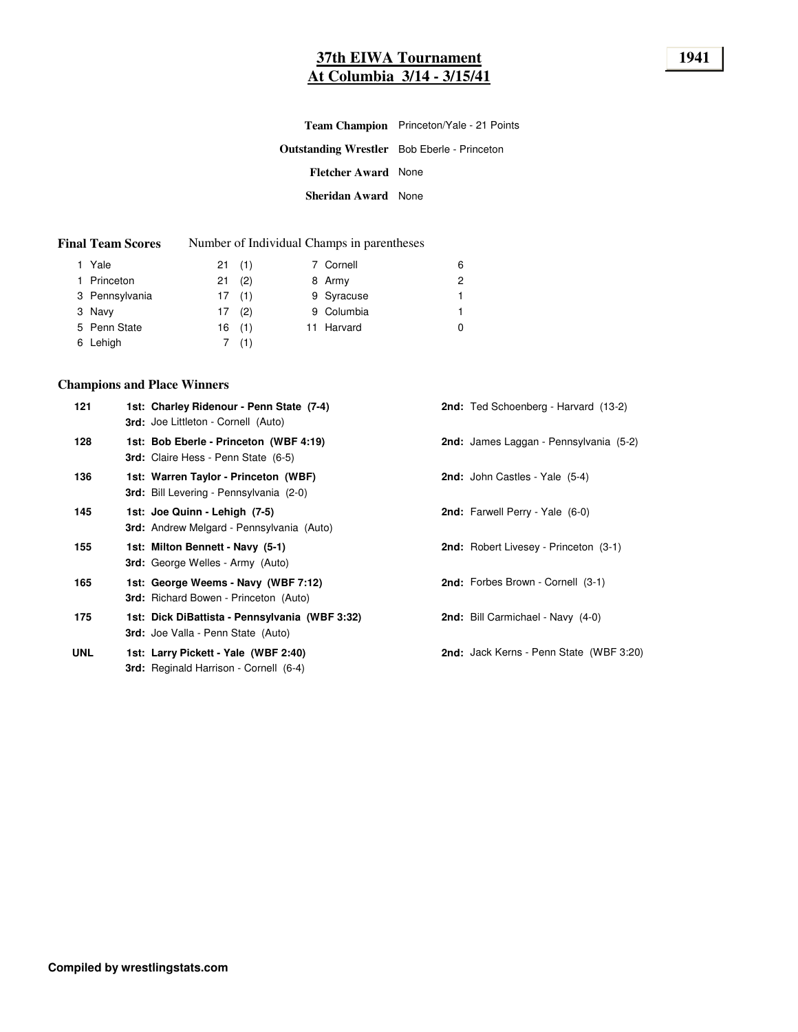# 37th EIWA Tournament
# At Columbia 3/14 - 3/15/41

**1941**

**Team Champion** Princeton/Yale - 21 Points

**Outstanding Wrestler** Bob Eberle - Princeton

**Fletcher Award** None

**Sheridan Award** None

**Final Team Scores** Number of Individual Champs in parentheses

| Rank | Team | Points | Champs | Rank | Team | Points |
|---|---|---|---|---|---|---|
| 1 | Yale | 21 | (1) | 7 | Cornell | 6 |
| 1 | Princeton | 21 | (2) | 8 | Army | 2 |
| 3 | Pennsylvania | 17 | (1) | 9 | Syracuse | 1 |
| 3 | Navy | 17 | (2) | 9 | Columbia | 1 |
| 5 | Penn State | 16 | (1) | 11 | Harvard | 0 |
| 6 | Lehigh | 7 | (1) | | | |

## Champions and Place Winners

| Weight | 1st / 3rd | 2nd |
|---|---|---|
| 121 | **1st: Charley Ridenour - Penn State (7-4)**<br>**3rd:** Joe Littleton - Cornell (Auto) | **2nd:** Ted Schoenberg - Harvard (13-2) |
| 128 | **1st: Bob Eberle - Princeton (WBF 4:19)**<br>**3rd:** Claire Hess - Penn State (6-5) | **2nd:** James Laggan - Pennsylvania (5-2) |
| 136 | **1st: Warren Taylor - Princeton (WBF)**<br>**3rd:** Bill Levering - Pennsylvania (2-0) | **2nd:** John Castles - Yale (5-4) |
| 145 | **1st: Joe Quinn - Lehigh (7-5)**<br>**3rd:** Andrew Melgard - Pennsylvania (Auto) | **2nd:** Farwell Perry - Yale (6-0) |
| 155 | **1st: Milton Bennett - Navy (5-1)**<br>**3rd:** George Welles - Army (Auto) | **2nd:** Robert Livesey - Princeton (3-1) |
| 165 | **1st: George Weems - Navy (WBF 7:12)**<br>**3rd:** Richard Bowen - Princeton (Auto) | **2nd:** Forbes Brown - Cornell (3-1) |
| 175 | **1st: Dick DiBattista - Pennsylvania (WBF 3:32)**<br>**3rd:** Joe Valla - Penn State (Auto) | **2nd:** Bill Carmichael - Navy (4-0) |
| UNL | **1st: Larry Pickett - Yale (WBF 2:40)**<br>**3rd:** Reginald Harrison - Cornell (6-4) | **2nd:** Jack Kerns - Penn State (WBF 3:20) |

**Compiled by wrestlingstats.com**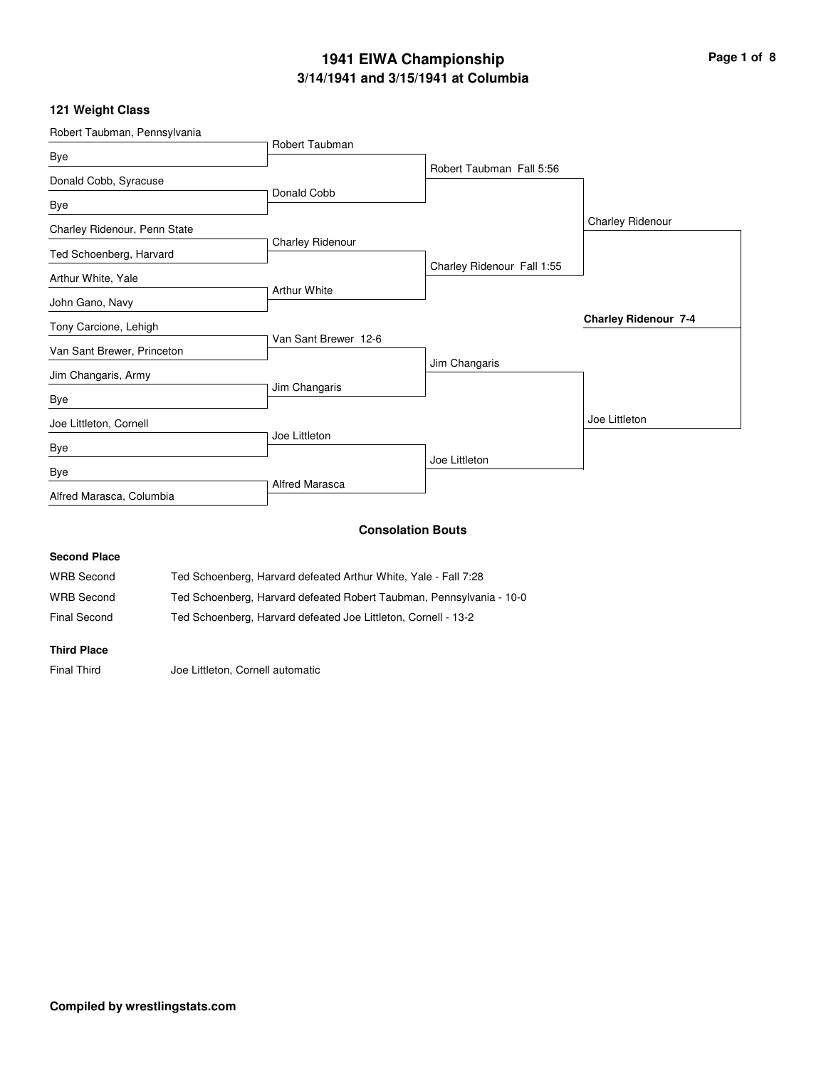# 1941 EIWA Championship
## 3/14/1941 and 3/15/1941 at Columbia

### 121 Weight Class

**First Round**

| Wrestler | Wrestler | Winner |
|---|---|---|
| Robert Taubman, Pennsylvania | Bye | Robert Taubman |
| Donald Cobb, Syracuse | Bye | Donald Cobb |
| Charley Ridenour, Penn State | Ted Schoenberg, Harvard | Charley Ridenour |
| Arthur White, Yale | John Gano, Navy | Arthur White |
| Tony Carcione, Lehigh | Van Sant Brewer, Princeton | Van Sant Brewer 12-6 |
| Jim Changaris, Army | Bye | Jim Changaris |
| Joe Littleton, Cornell | Bye | Joe Littleton |
| Bye | Alfred Marasca, Columbia | Alfred Marasca |

**Quarterfinals**

- Robert Taubman Fall 5:56
- Charley Ridenour Fall 1:55
- Jim Changaris
- Joe Littleton

**Semifinals**

- Charley Ridenour
- Joe Littleton

**Final**

**Charley Ridenour 7-4**

### Consolation Bouts

**Second Place**

| | |
|---|---|
| WRB Second | Ted Schoenberg, Harvard defeated Arthur White, Yale - Fall 7:28 |
| WRB Second | Ted Schoenberg, Harvard defeated Robert Taubman, Pennsylvania - 10-0 |
| Final Second | Ted Schoenberg, Harvard defeated Joe Littleton, Cornell - 13-2 |

**Third Place**

| | |
|---|---|
| Final Third | Joe Littleton, Cornell automatic |

**Compiled by wrestlingstats.com**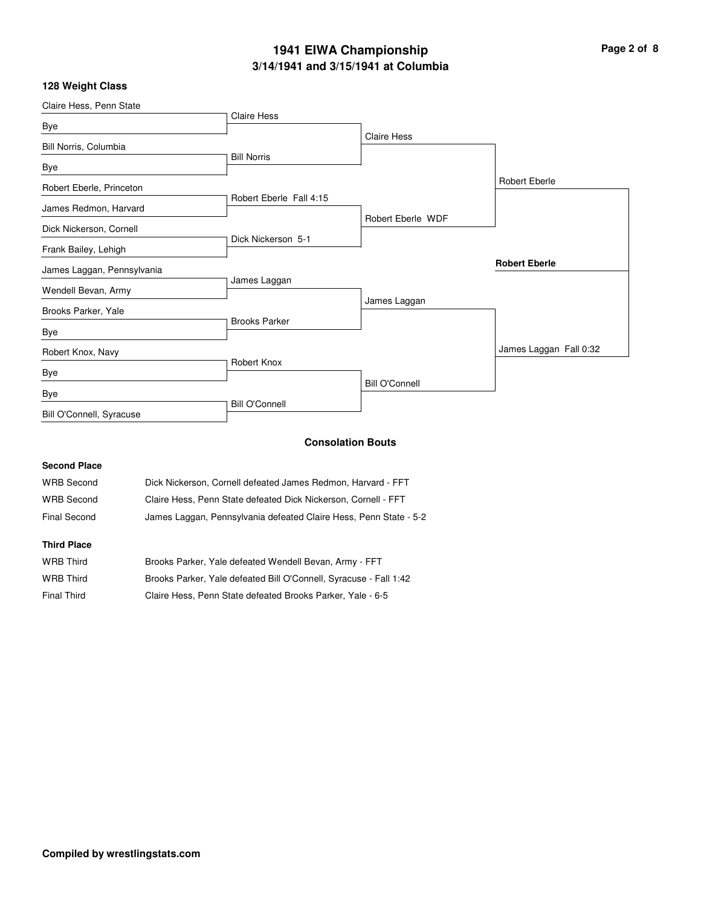# 1941 EIWA Championship

## 3/14/1941 and 3/15/1941 at Columbia

### 128 Weight Class

**First Round**

- Claire Hess, Penn State vs Bye — Claire Hess
- Bill Norris, Columbia vs Bye — Bill Norris
- Robert Eberle, Princeton vs James Redmon, Harvard — Robert Eberle Fall 4:15
- Dick Nickerson, Cornell vs Frank Bailey, Lehigh — Dick Nickerson 5-1
- James Laggan, Pennsylvania vs Wendell Bevan, Army — James Laggan
- Brooks Parker, Yale vs Bye — Brooks Parker
- Robert Knox, Navy vs Bye — Robert Knox
- Bye vs Bill O'Connell, Syracuse — Bill O'Connell

**Quarterfinals**

- Claire Hess
- Robert Eberle WDF
- James Laggan
- Bill O'Connell

**Semifinals**

- Robert Eberle
- James Laggan Fall 0:32

**Champion**

**Robert Eberle**

### Consolation Bouts

**Second Place**

| | |
|---|---|
| WRB Second | Dick Nickerson, Cornell defeated James Redmon, Harvard - FFT |
| WRB Second | Claire Hess, Penn State defeated Dick Nickerson, Cornell - FFT |
| Final Second | James Laggan, Pennsylvania defeated Claire Hess, Penn State - 5-2 |

**Third Place**

| | |
|---|---|
| WRB Third | Brooks Parker, Yale defeated Wendell Bevan, Army - FFT |
| WRB Third | Brooks Parker, Yale defeated Bill O'Connell, Syracuse - Fall 1:42 |
| Final Third | Claire Hess, Penn State defeated Brooks Parker, Yale - 6-5 |

**Compiled by wrestlingstats.com**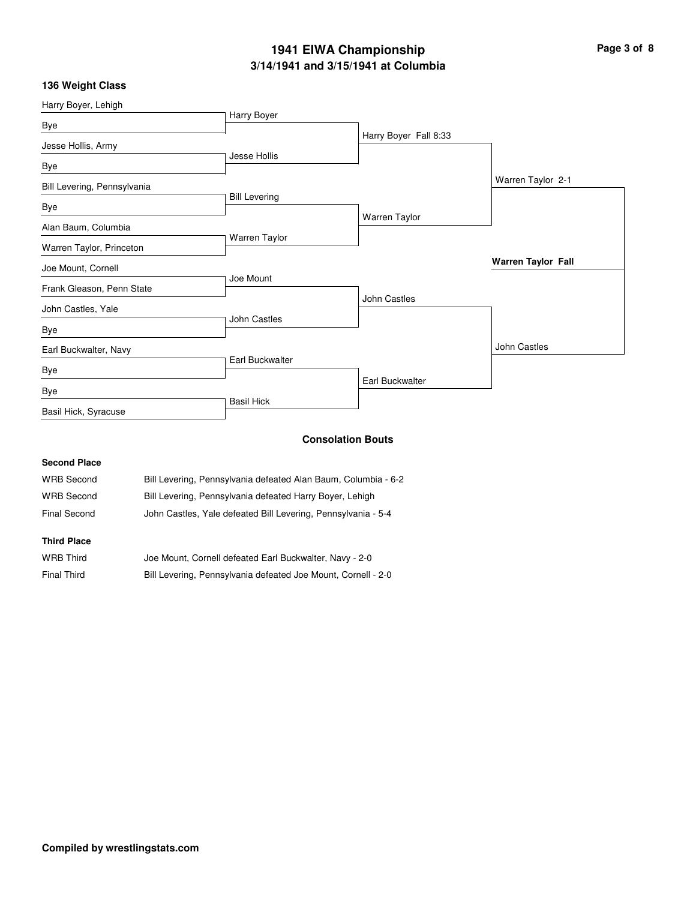# 1941 EIWA Championship

## 3/14/1941 and 3/15/1941 at Columbia

### 136 Weight Class

**First Round**

- Harry Boyer, Lehigh vs Bye — Harry Boyer
- Jesse Hollis, Army vs Bye — Jesse Hollis
- Bill Levering, Pennsylvania vs Bye — Bill Levering
- Alan Baum, Columbia vs Warren Taylor, Princeton — Warren Taylor
- Joe Mount, Cornell vs Frank Gleason, Penn State — Joe Mount
- John Castles, Yale vs Bye — John Castles
- Earl Buckwalter, Navy vs Bye — Earl Buckwalter
- Bye vs Basil Hick, Syracuse — Basil Hick

**Quarterfinals**

- Harry Boyer Fall 8:33
- Warren Taylor
- John Castles
- Earl Buckwalter

**Semifinals**

- Warren Taylor 2-1
- John Castles

**Final**

- **Warren Taylor Fall**

### Consolation Bouts

**Second Place**

| | |
|---|---|
| WRB Second | Bill Levering, Pennsylvania defeated Alan Baum, Columbia - 6-2 |
| WRB Second | Bill Levering, Pennsylvania defeated Harry Boyer, Lehigh |
| Final Second | John Castles, Yale defeated Bill Levering, Pennsylvania - 5-4 |

**Third Place**

| | |
|---|---|
| WRB Third | Joe Mount, Cornell defeated Earl Buckwalter, Navy - 2-0 |
| Final Third | Bill Levering, Pennsylvania defeated Joe Mount, Cornell - 2-0 |

**Compiled by wrestlingstats.com**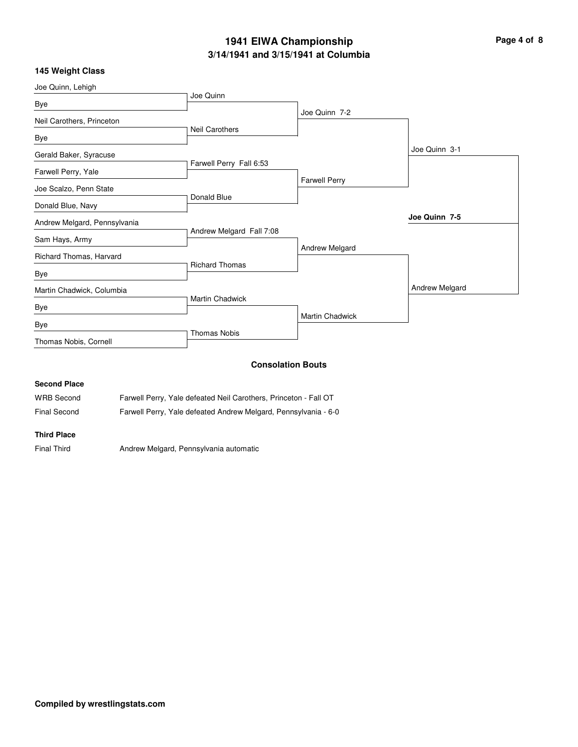# 1941 EIWA Championship

## 3/14/1941 and 3/15/1941 at Columbia

### 145 Weight Class

**First Round**

- Joe Quinn, Lehigh vs Bye — Joe Quinn
- Neil Carothers, Princeton vs Bye — Neil Carothers
- Gerald Baker, Syracuse vs Farwell Perry, Yale — Farwell Perry Fall 6:53
- Joe Scalzo, Penn State vs Donald Blue, Navy — Donald Blue
- Andrew Melgard, Pennsylvania vs Sam Hays, Army — Andrew Melgard Fall 7:08
- Richard Thomas, Harvard vs Bye — Richard Thomas
- Martin Chadwick, Columbia vs Bye — Martin Chadwick
- Bye vs Thomas Nobis, Cornell — Thomas Nobis

**Quarterfinals**

- Joe Quinn 7-2
- Farwell Perry
- Andrew Melgard
- Martin Chadwick

**Semifinals**

- Joe Quinn 3-1
- Andrew Melgard

**Final**

- **Joe Quinn 7-5**

### Consolation Bouts

**Second Place**

| | |
|---|---|
| WRB Second | Farwell Perry, Yale defeated Neil Carothers, Princeton - Fall OT |
| Final Second | Farwell Perry, Yale defeated Andrew Melgard, Pennsylvania - 6-0 |

**Third Place**

| | |
|---|---|
| Final Third | Andrew Melgard, Pennsylvania automatic |

**Compiled by wrestlingstats.com**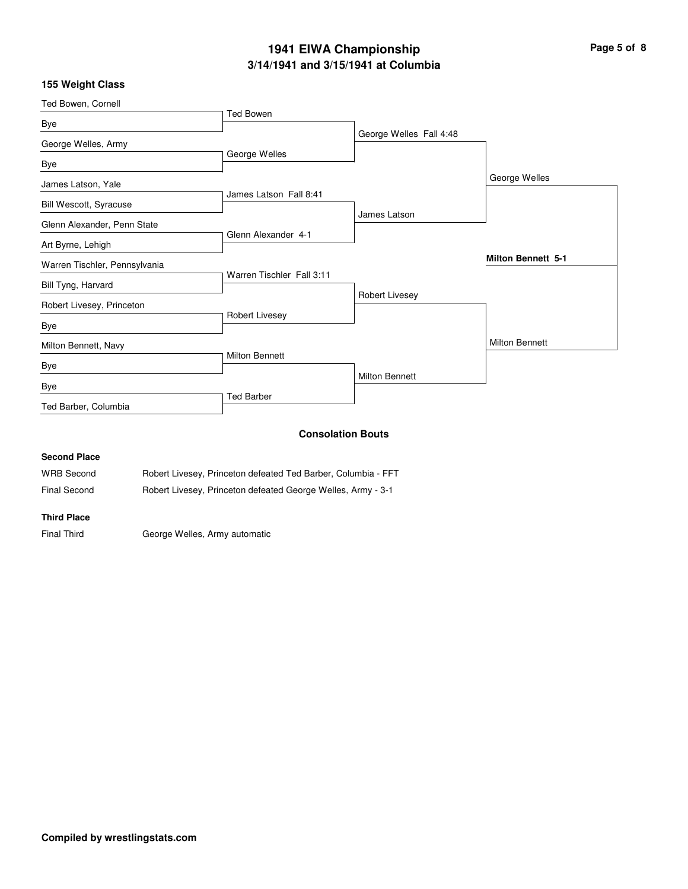# 1941 EIWA Championship

## 3/14/1941 and 3/15/1941 at Columbia

### 155 Weight Class

**First Round**

- Ted Bowen, Cornell vs. Bye — Ted Bowen
- George Welles, Army vs. Bye — George Welles
- James Latson, Yale vs. Bill Wescott, Syracuse — James Latson Fall 8:41
- Glenn Alexander, Penn State vs. Art Byrne, Lehigh — Glenn Alexander 4-1
- Warren Tischler, Pennsylvania vs. Bill Tyng, Harvard — Warren Tischler Fall 3:11
- Robert Livesey, Princeton vs. Bye — Robert Livesey
- Milton Bennett, Navy vs. Bye — Milton Bennett
- Bye vs. Ted Barber, Columbia — Ted Barber

**Quarterfinals**

- George Welles Fall 4:48
- James Latson
- Robert Livesey
- Milton Bennett

**Semifinals**

- George Welles
- Milton Bennett

**Final**

**Milton Bennett 5-1**

### Consolation Bouts

**Second Place**

| | |
|---|---|
| WRB Second | Robert Livesey, Princeton defeated Ted Barber, Columbia - FFT |
| Final Second | Robert Livesey, Princeton defeated George Welles, Army - 3-1 |

**Third Place**

| | |
|---|---|
| Final Third | George Welles, Army automatic |

**Compiled by wrestlingstats.com**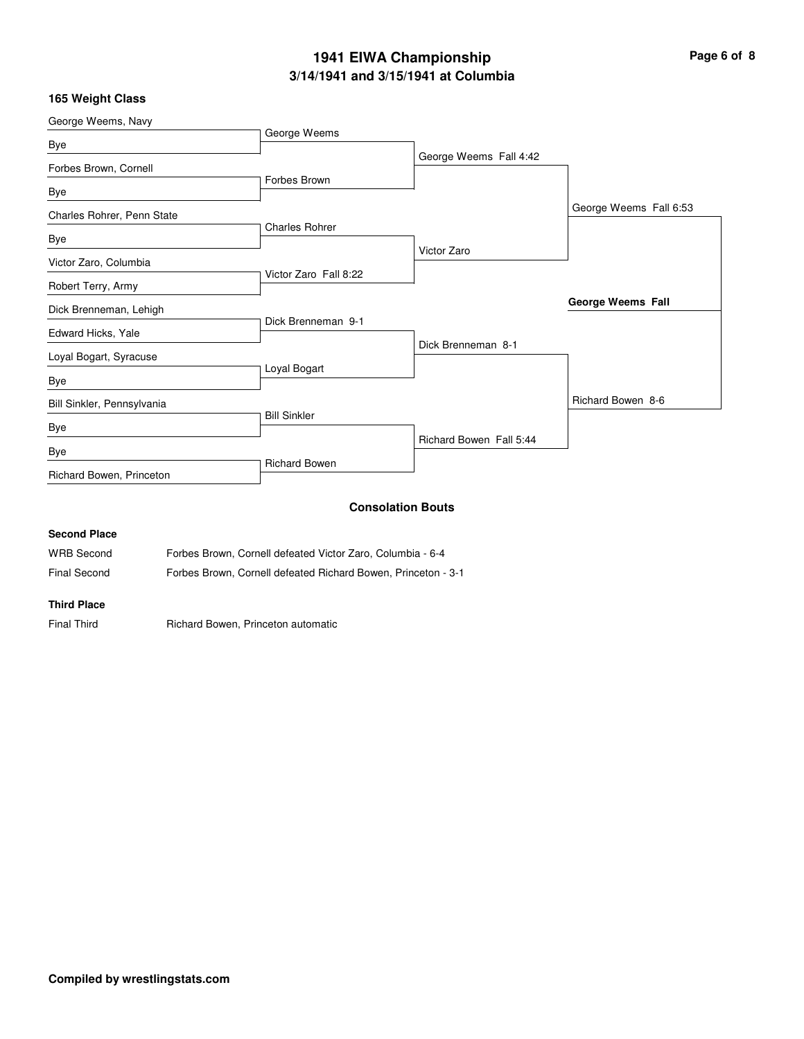# 1941 EIWA Championship

## 3/14/1941 and 3/15/1941 at Columbia

### 165 Weight Class

| First Round | Quarterfinals | Semifinals | Finals | Champion |
|---|---|---|---|---|
| George Weems, Navy | George Weems | George Weems Fall 4:42 | George Weems Fall 6:53 | **George Weems Fall** |
| Bye | | | | |
| Forbes Brown, Cornell | Forbes Brown | | | |
| Bye | | | | |
| Charles Rohrer, Penn State | Charles Rohrer | Victor Zaro | | |
| Bye | | | | |
| Victor Zaro, Columbia | Victor Zaro Fall 8:22 | | | |
| Robert Terry, Army | | | | |
| Dick Brenneman, Lehigh | Dick Brenneman 9-1 | Dick Brenneman 8-1 | Richard Bowen 8-6 | |
| Edward Hicks, Yale | | | | |
| Loyal Bogart, Syracuse | Loyal Bogart | | | |
| Bye | | | | |
| Bill Sinkler, Pennsylvania | Bill Sinkler | Richard Bowen Fall 5:44 | | |
| Bye | | | | |
| Bye | Richard Bowen | | | |
| Richard Bowen, Princeton | | | | |

### Consolation Bouts

**Second Place**

| | |
|---|---|
| WRB Second | Forbes Brown, Cornell defeated Victor Zaro, Columbia - 6-4 |
| Final Second | Forbes Brown, Cornell defeated Richard Bowen, Princeton - 3-1 |

**Third Place**

| | |
|---|---|
| Final Third | Richard Bowen, Princeton automatic |

**Compiled by wrestlingstats.com**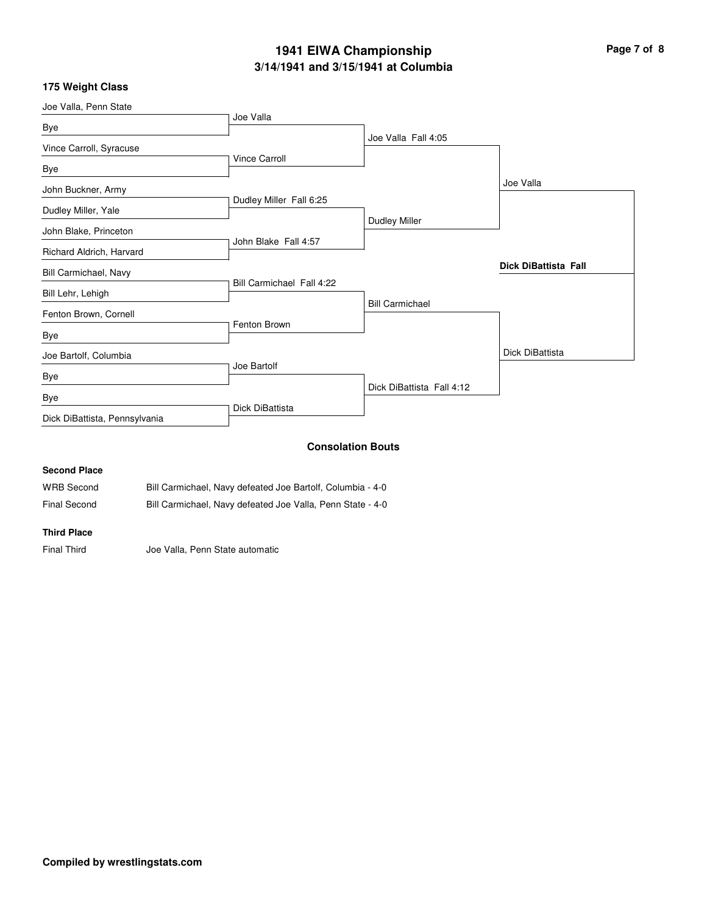# 1941 EIWA Championship

## 3/14/1941 and 3/15/1941 at Columbia

### 175 Weight Class

**First Round**

- Joe Valla, Penn State vs Bye — Joe Valla
- Vince Carroll, Syracuse vs Bye — Vince Carroll
- John Buckner, Army vs Dudley Miller, Yale — Dudley Miller Fall 6:25
- John Blake, Princeton vs Richard Aldrich, Harvard — John Blake Fall 4:57
- Bill Carmichael, Navy vs Bill Lehr, Lehigh — Bill Carmichael Fall 4:22
- Fenton Brown, Cornell vs Bye — Fenton Brown
- Joe Bartolf, Columbia vs Bye — Joe Bartolf
- Bye vs Dick DiBattista, Pennsylvania — Dick DiBattista

**Quarterfinals**

- Joe Valla Fall 4:05
- Dudley Miller
- Bill Carmichael
- Dick DiBattista Fall 4:12

**Semifinals**

- Joe Valla
- Dick DiBattista

**Final**

- **Dick DiBattista Fall**

### Consolation Bouts

**Second Place**

| | |
|---|---|
| WRB Second | Bill Carmichael, Navy defeated Joe Bartolf, Columbia - 4-0 |
| Final Second | Bill Carmichael, Navy defeated Joe Valla, Penn State - 4-0 |

**Third Place**

| | |
|---|---|
| Final Third | Joe Valla, Penn State automatic |

**Compiled by wrestlingstats.com**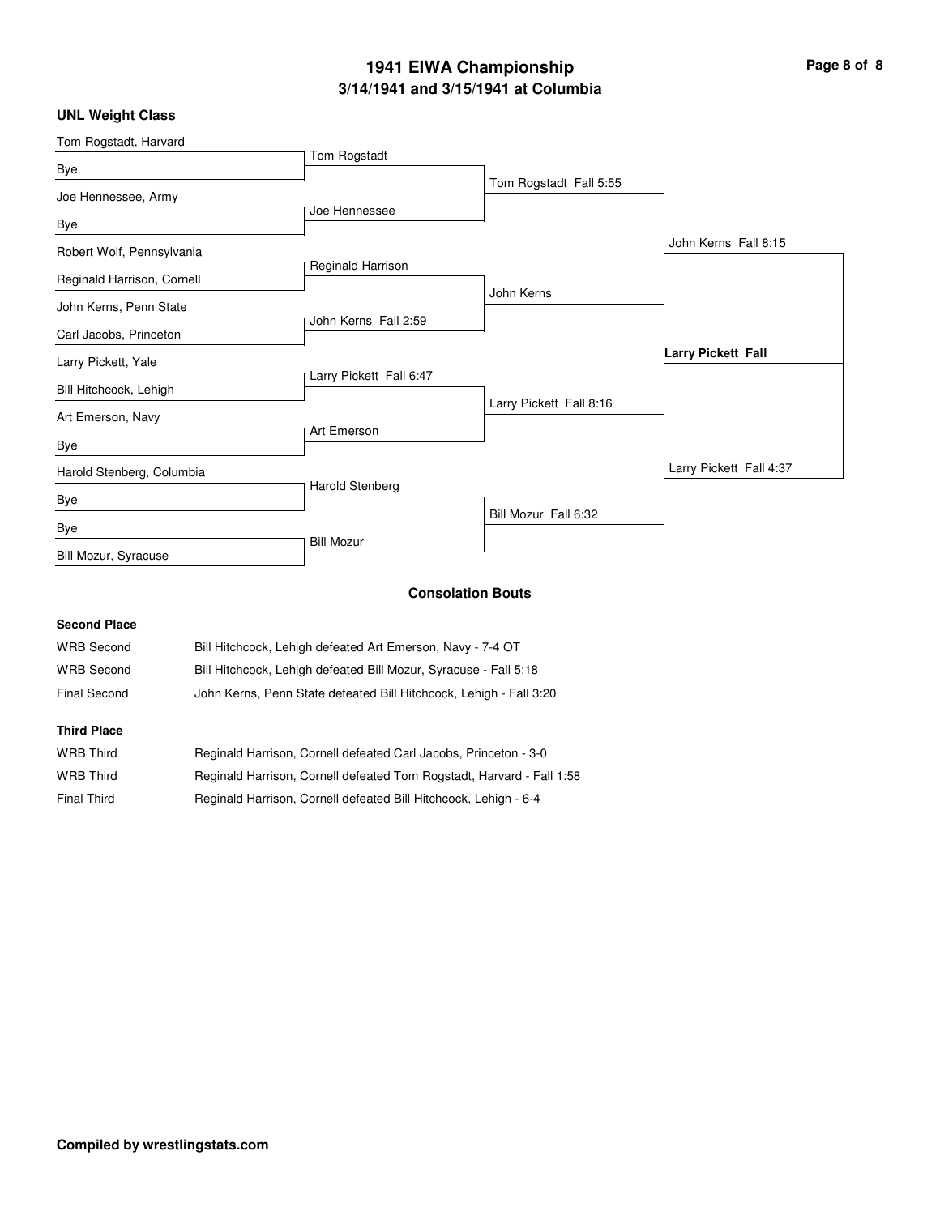# 1941 EIWA Championship

## 3/14/1941 and 3/15/1941 at Columbia

### UNL Weight Class

**First Round**

- Tom Rogstadt, Harvard vs. Bye — Tom Rogstadt
- Joe Hennessee, Army vs. Bye — Joe Hennessee
- Robert Wolf, Pennsylvania vs. Reginald Harrison, Cornell — Reginald Harrison
- John Kerns, Penn State vs. Carl Jacobs, Princeton — John Kerns Fall 2:59
- Larry Pickett, Yale vs. Bill Hitchcock, Lehigh — Larry Pickett Fall 6:47
- Art Emerson, Navy vs. Bye — Art Emerson
- Harold Stenberg, Columbia vs. Bye — Harold Stenberg
- Bye vs. Bill Mozur, Syracuse — Bill Mozur

**Quarterfinals**

- Tom Rogstadt Fall 5:55
- John Kerns
- Larry Pickett Fall 8:16
- Bill Mozur Fall 6:32

**Semifinals**

- John Kerns Fall 8:15
- Larry Pickett Fall 4:37

**Final**

**Larry Pickett Fall**

### Consolation Bouts

**Second Place**

| | |
|---|---|
| WRB Second | Bill Hitchcock, Lehigh defeated Art Emerson, Navy - 7-4 OT |
| WRB Second | Bill Hitchcock, Lehigh defeated Bill Mozur, Syracuse - Fall 5:18 |
| Final Second | John Kerns, Penn State defeated Bill Hitchcock, Lehigh - Fall 3:20 |

**Third Place**

| | |
|---|---|
| WRB Third | Reginald Harrison, Cornell defeated Carl Jacobs, Princeton - 3-0 |
| WRB Third | Reginald Harrison, Cornell defeated Tom Rogstadt, Harvard - Fall 1:58 |
| Final Third | Reginald Harrison, Cornell defeated Bill Hitchcock, Lehigh - 6-4 |

**Compiled by wrestlingstats.com**